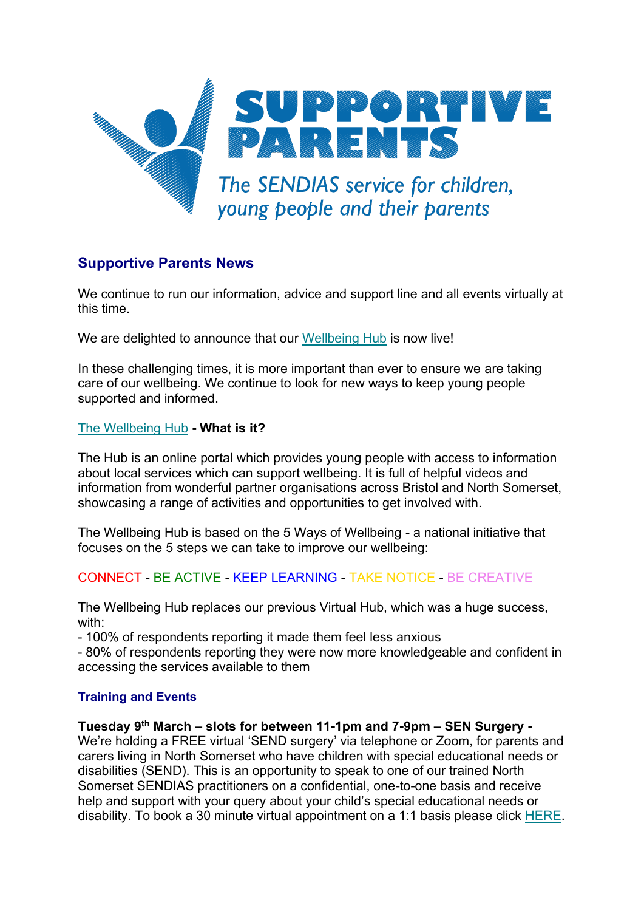# SUPPORTIVE PARENTS

*The SENDIAS service for children, young people and their parents*

## Supportive Parents News

We continue to run our information, advice and support line and all events virtually at this time.

We are delighted to announce that our Wellbeing Hub is now live!

In these challenging times, it is more important than ever to ensure we are taking care of our wellbeing. We continue to look for new ways to keep young people supported and informed.

**The Wellbeing Hub - What is it?**

The Hub is an online portal which provides young people with access to information about local services which can support wellbeing. It is full of helpful videos and information from wonderful partner organisations across Bristol and North Somerset, showcasing a range of activities and opportunities to get involved with.

The Wellbeing Hub is based on the 5 Ways of Wellbeing - a national initiative that focuses on the 5 steps we can take to improve our wellbeing:

CONNECT - BE ACTIVE - KEEP LEARNING - TAKE NOTICE - BE CREATIVE

The Wellbeing Hub replaces our previous Virtual Hub, which was a huge success, with:
- 100% of respondents reporting it made them feel less anxious
- 80% of respondents reporting they were now more knowledgeable and confident in accessing the services available to them

### Training and Events

**Tuesday 9th March – slots for between 11-1pm and 7-9pm – SEN Surgery -**
We're holding a FREE virtual 'SEND surgery' via telephone or Zoom, for parents and carers living in North Somerset who have children with special educational needs or disabilities (SEND). This is an opportunity to speak to one of our trained North Somerset SENDIAS practitioners on a confidential, one-to-one basis and receive help and support with your query about your child's special educational needs or disability. To book a 30 minute virtual appointment on a 1:1 basis please click HERE.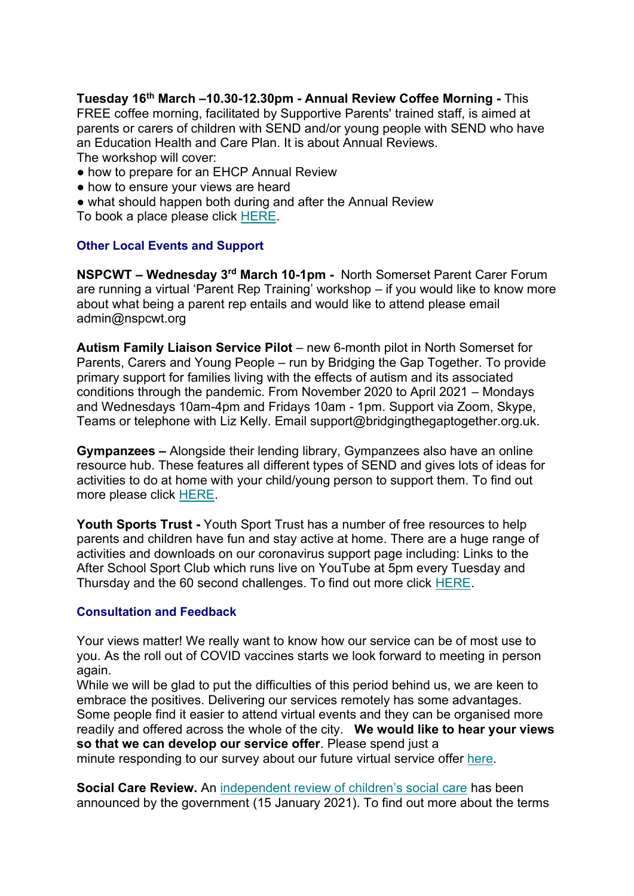**Tuesday 16th March –10.30-12.30pm - Annual Review Coffee Morning -** This FREE coffee morning, facilitated by Supportive Parents' trained staff, is aimed at parents or carers of children with SEND and/or young people with SEND who have an Education Health and Care Plan. It is about Annual Reviews.
The workshop will cover:

- how to prepare for an EHCP Annual Review
- how to ensure your views are heard
- what should happen both during and after the Annual Review

To book a place please click HERE.

### Other Local Events and Support

**NSPCWT – Wednesday 3rd March 10-1pm -** North Somerset Parent Carer Forum are running a virtual 'Parent Rep Training' workshop – if you would like to know more about what being a parent rep entails and would like to attend please email admin@nspcwt.org

**Autism Family Liaison Service Pilot** – new 6-month pilot in North Somerset for Parents, Carers and Young People – run by Bridging the Gap Together. To provide primary support for families living with the effects of autism and its associated conditions through the pandemic. From November 2020 to April 2021 – Mondays and Wednesdays 10am-4pm and Fridays 10am - 1pm. Support via Zoom, Skype, Teams or telephone with Liz Kelly. Email support@bridgingthegaptogether.org.uk.

**Gympanzees –** Alongside their lending library, Gympanzees also have an online resource hub. These features all different types of SEND and gives lots of ideas for activities to do at home with your child/young person to support them. To find out more please click HERE.

**Youth Sports Trust -** Youth Sport Trust has a number of free resources to help parents and children have fun and stay active at home. There are a huge range of activities and downloads on our coronavirus support page including: Links to the After School Sport Club which runs live on YouTube at 5pm every Tuesday and Thursday and the 60 second challenges. To find out more click HERE.

### Consultation and Feedback

Your views matter! We really want to know how our service can be of most use to you. As the roll out of COVID vaccines starts we look forward to meeting in person again.
While we will be glad to put the difficulties of this period behind us, we are keen to embrace the positives. Delivering our services remotely has some advantages. Some people find it easier to attend virtual events and they can be organised more readily and offered across the whole of the city. **We would like to hear your views so that we can develop our service offer**. Please spend just a minute responding to our survey about our future virtual service offer here.

**Social Care Review.** An independent review of children's social care has been announced by the government (15 January 2021). To find out more about the terms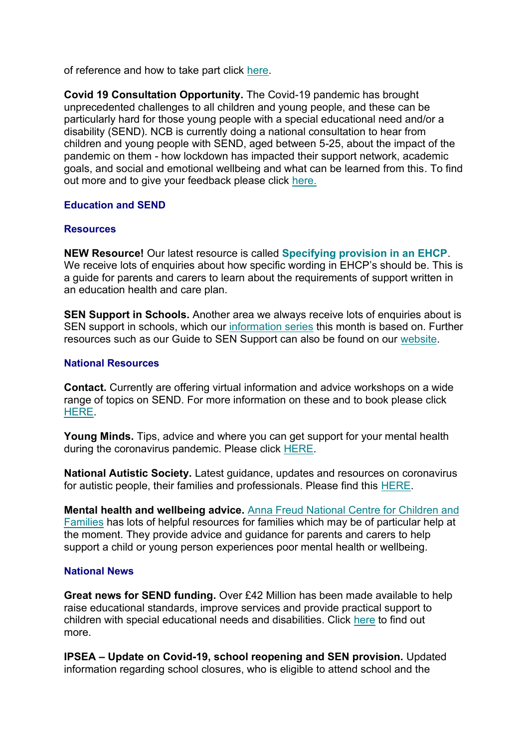of reference and how to take part click here.

**Covid 19 Consultation Opportunity.** The Covid-19 pandemic has brought unprecedented challenges to all children and young people, and these can be particularly hard for those young people with a special educational need and/or a disability (SEND). NCB is currently doing a national consultation to hear from children and young people with SEND, aged between 5-25, about the impact of the pandemic on them - how lockdown has impacted their support network, academic goals, and social and emotional wellbeing and what can be learned from this. To find out more and to give your feedback please click here.

### Education and SEND

### Resources

**NEW Resource!** Our latest resource is called **Specifying provision in an EHCP**. We receive lots of enquiries about how specific wording in EHCP's should be. This is a guide for parents and carers to learn about the requirements of support written in an education health and care plan.

**SEN Support in Schools.** Another area we always receive lots of enquiries about is SEN support in schools, which our information series this month is based on. Further resources such as our Guide to SEN Support can also be found on our website.

### National Resources

**Contact.** Currently are offering virtual information and advice workshops on a wide range of topics on SEND. For more information on these and to book please click HERE.

**Young Minds.** Tips, advice and where you can get support for your mental health during the coronavirus pandemic. Please click HERE.

**National Autistic Society.** Latest guidance, updates and resources on coronavirus for autistic people, their families and professionals. Please find this HERE.

**Mental health and wellbeing advice.** Anna Freud National Centre for Children and Families has lots of helpful resources for families which may be of particular help at the moment. They provide advice and guidance for parents and carers to help support a child or young person experiences poor mental health or wellbeing.

### National News

**Great news for SEND funding.** Over £42 Million has been made available to help raise educational standards, improve services and provide practical support to children with special educational needs and disabilities. Click here to find out more.

**IPSEA – Update on Covid-19, school reopening and SEN provision.** Updated information regarding school closures, who is eligible to attend school and the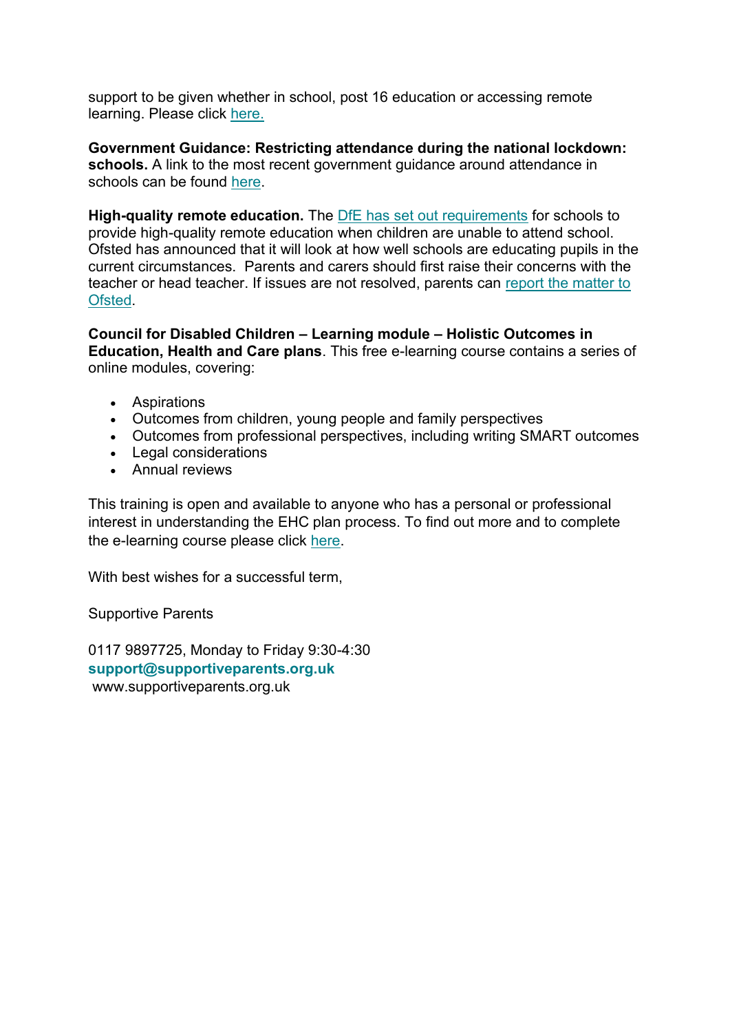support to be given whether in school, post 16 education or accessing remote learning. Please click here.

**Government Guidance: Restricting attendance during the national lockdown: schools.** A link to the most recent government guidance around attendance in schools can be found here.

**High-quality remote education.** The DfE has set out requirements for schools to provide high-quality remote education when children are unable to attend school. Ofsted has announced that it will look at how well schools are educating pupils in the current circumstances. Parents and carers should first raise their concerns with the teacher or head teacher. If issues are not resolved, parents can report the matter to Ofsted.

**Council for Disabled Children – Learning module – Holistic Outcomes in Education, Health and Care plans**. This free e-learning course contains a series of online modules, covering:

- Aspirations
- Outcomes from children, young people and family perspectives
- Outcomes from professional perspectives, including writing SMART outcomes
- Legal considerations
- Annual reviews

This training is open and available to anyone who has a personal or professional interest in understanding the EHC plan process. To find out more and to complete the e-learning course please click here.

With best wishes for a successful term,

Supportive Parents

0117 9897725, Monday to Friday 9:30-4:30
**support@supportiveparents.org.uk**
www.supportiveparents.org.uk